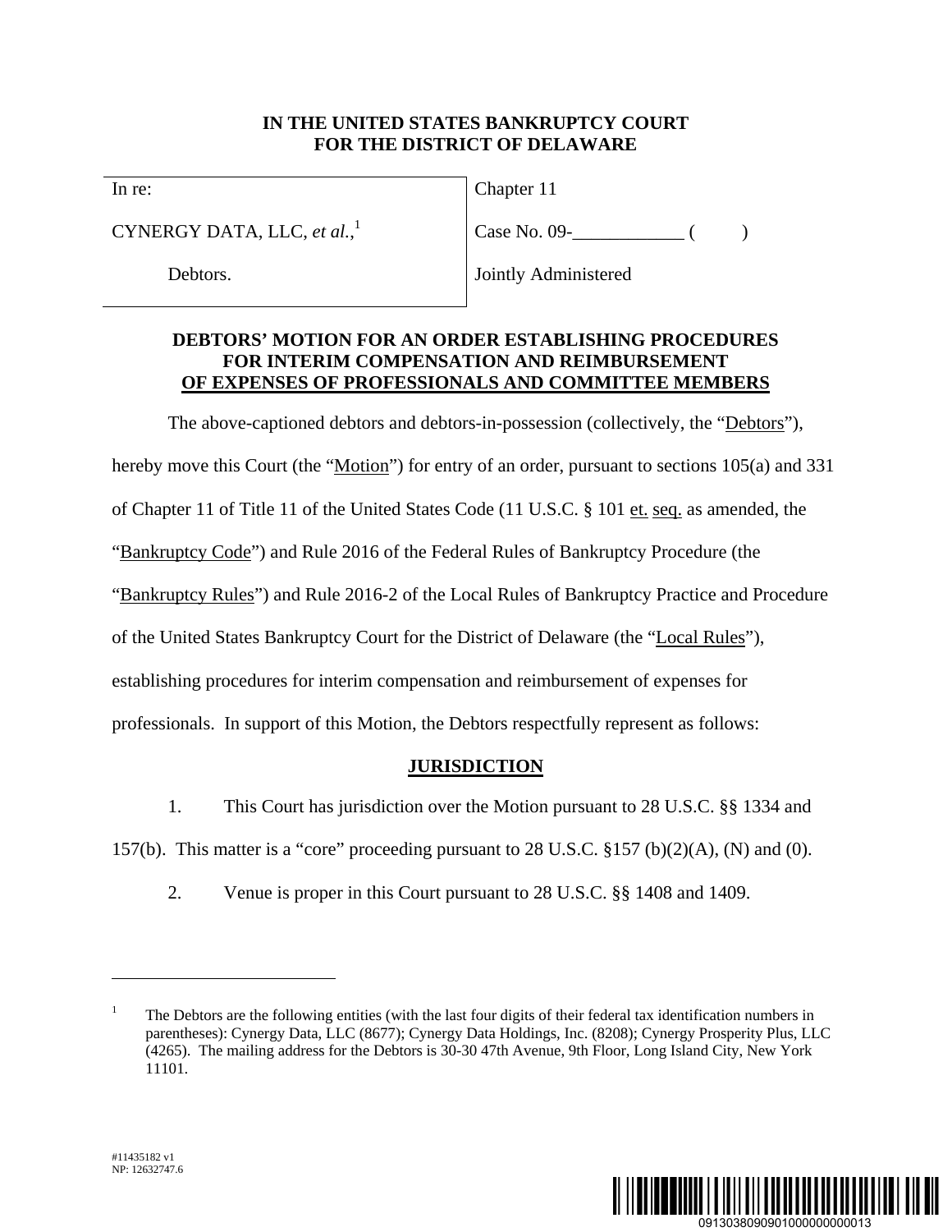**IN THE UNITED STATES BANKRUPTCY COURT**
**FOR THE DISTRICT OF DELAWARE**

| In re: | Chapter 11 |
|---|---|
| CYNERGY DATA, LLC, *et al.*,[1] | Case No. 09-\_\_\_\_\_\_\_\_\_\_\_\_ (      ) |
| Debtors. | Jointly Administered |

**DEBTORS' MOTION FOR AN ORDER ESTABLISHING PROCEDURES FOR INTERIM COMPENSATION AND REIMBURSEMENT OF EXPENSES OF PROFESSIONALS AND COMMITTEE MEMBERS**

The above-captioned debtors and debtors-in-possession (collectively, the "Debtors"), hereby move this Court (the "Motion") for entry of an order, pursuant to sections 105(a) and 331 of Chapter 11 of Title 11 of the United States Code (11 U.S.C. § 101 et. seq. as amended, the "Bankruptcy Code") and Rule 2016 of the Federal Rules of Bankruptcy Procedure (the "Bankruptcy Rules") and Rule 2016-2 of the Local Rules of Bankruptcy Practice and Procedure of the United States Bankruptcy Court for the District of Delaware (the "Local Rules"), establishing procedures for interim compensation and reimbursement of expenses for professionals. In support of this Motion, the Debtors respectfully represent as follows:

## JURISDICTION

1. This Court has jurisdiction over the Motion pursuant to 28 U.S.C. §§ 1334 and 157(b). This matter is a "core" proceeding pursuant to 28 U.S.C. §157 (b)(2)(A), (N) and (0).

2. Venue is proper in this Court pursuant to 28 U.S.C. §§ 1408 and 1409.

---

[1] The Debtors are the following entities (with the last four digits of their federal tax identification numbers in parentheses): Cynergy Data, LLC (8677); Cynergy Data Holdings, Inc. (8208); Cynergy Prosperity Plus, LLC (4265). The mailing address for the Debtors is 30-30 47th Avenue, 9th Floor, Long Island City, New York 11101.

#11435182 v1
NP: 12632747.6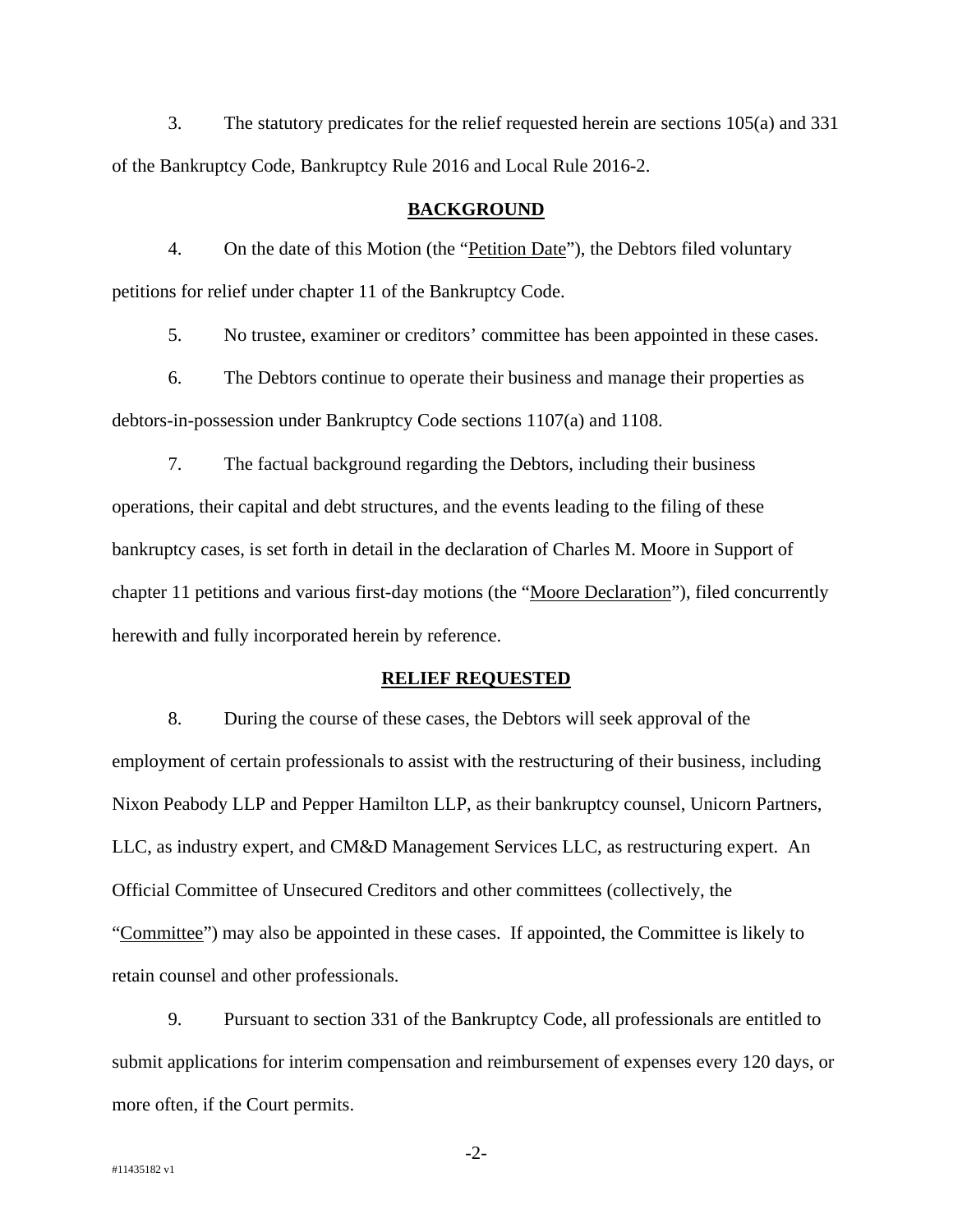3. The statutory predicates for the relief requested herein are sections 105(a) and 331 of the Bankruptcy Code, Bankruptcy Rule 2016 and Local Rule 2016-2.

## BACKGROUND

4. On the date of this Motion (the "Petition Date"), the Debtors filed voluntary petitions for relief under chapter 11 of the Bankruptcy Code.

5. No trustee, examiner or creditors' committee has been appointed in these cases.

6. The Debtors continue to operate their business and manage their properties as debtors-in-possession under Bankruptcy Code sections 1107(a) and 1108.

7. The factual background regarding the Debtors, including their business operations, their capital and debt structures, and the events leading to the filing of these bankruptcy cases, is set forth in detail in the declaration of Charles M. Moore in Support of chapter 11 petitions and various first-day motions (the "Moore Declaration"), filed concurrently herewith and fully incorporated herein by reference.

## RELIEF REQUESTED

8. During the course of these cases, the Debtors will seek approval of the employment of certain professionals to assist with the restructuring of their business, including Nixon Peabody LLP and Pepper Hamilton LLP, as their bankruptcy counsel, Unicorn Partners, LLC, as industry expert, and CM&D Management Services LLC, as restructuring expert. An Official Committee of Unsecured Creditors and other committees (collectively, the "Committee") may also be appointed in these cases. If appointed, the Committee is likely to retain counsel and other professionals.

9. Pursuant to section 331 of the Bankruptcy Code, all professionals are entitled to submit applications for interim compensation and reimbursement of expenses every 120 days, or more often, if the Court permits.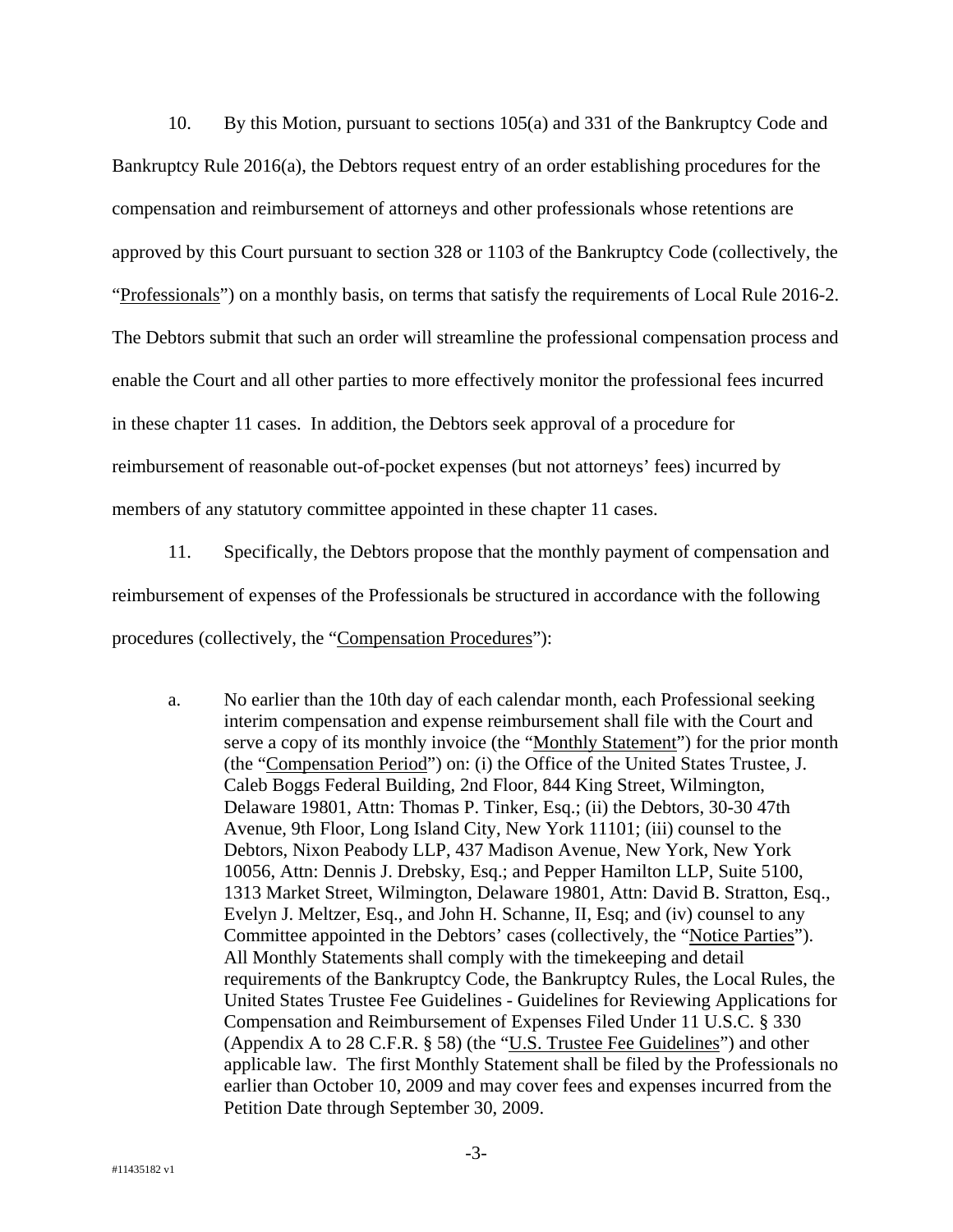10. By this Motion, pursuant to sections 105(a) and 331 of the Bankruptcy Code and Bankruptcy Rule 2016(a), the Debtors request entry of an order establishing procedures for the compensation and reimbursement of attorneys and other professionals whose retentions are approved by this Court pursuant to section 328 or 1103 of the Bankruptcy Code (collectively, the "Professionals") on a monthly basis, on terms that satisfy the requirements of Local Rule 2016-2. The Debtors submit that such an order will streamline the professional compensation process and enable the Court and all other parties to more effectively monitor the professional fees incurred in these chapter 11 cases. In addition, the Debtors seek approval of a procedure for reimbursement of reasonable out-of-pocket expenses (but not attorneys' fees) incurred by members of any statutory committee appointed in these chapter 11 cases.

11. Specifically, the Debtors propose that the monthly payment of compensation and reimbursement of expenses of the Professionals be structured in accordance with the following procedures (collectively, the "Compensation Procedures"):

a. No earlier than the 10th day of each calendar month, each Professional seeking interim compensation and expense reimbursement shall file with the Court and serve a copy of its monthly invoice (the "Monthly Statement") for the prior month (the "Compensation Period") on: (i) the Office of the United States Trustee, J. Caleb Boggs Federal Building, 2nd Floor, 844 King Street, Wilmington, Delaware 19801, Attn: Thomas P. Tinker, Esq.; (ii) the Debtors, 30-30 47th Avenue, 9th Floor, Long Island City, New York 11101; (iii) counsel to the Debtors, Nixon Peabody LLP, 437 Madison Avenue, New York, New York 10056, Attn: Dennis J. Drebsky, Esq.; and Pepper Hamilton LLP, Suite 5100, 1313 Market Street, Wilmington, Delaware 19801, Attn: David B. Stratton, Esq., Evelyn J. Meltzer, Esq., and John H. Schanne, II, Esq; and (iv) counsel to any Committee appointed in the Debtors' cases (collectively, the "Notice Parties"). All Monthly Statements shall comply with the timekeeping and detail requirements of the Bankruptcy Code, the Bankruptcy Rules, the Local Rules, the United States Trustee Fee Guidelines - Guidelines for Reviewing Applications for Compensation and Reimbursement of Expenses Filed Under 11 U.S.C. § 330 (Appendix A to 28 C.F.R. § 58) (the "U.S. Trustee Fee Guidelines") and other applicable law. The first Monthly Statement shall be filed by the Professionals no earlier than October 10, 2009 and may cover fees and expenses incurred from the Petition Date through September 30, 2009.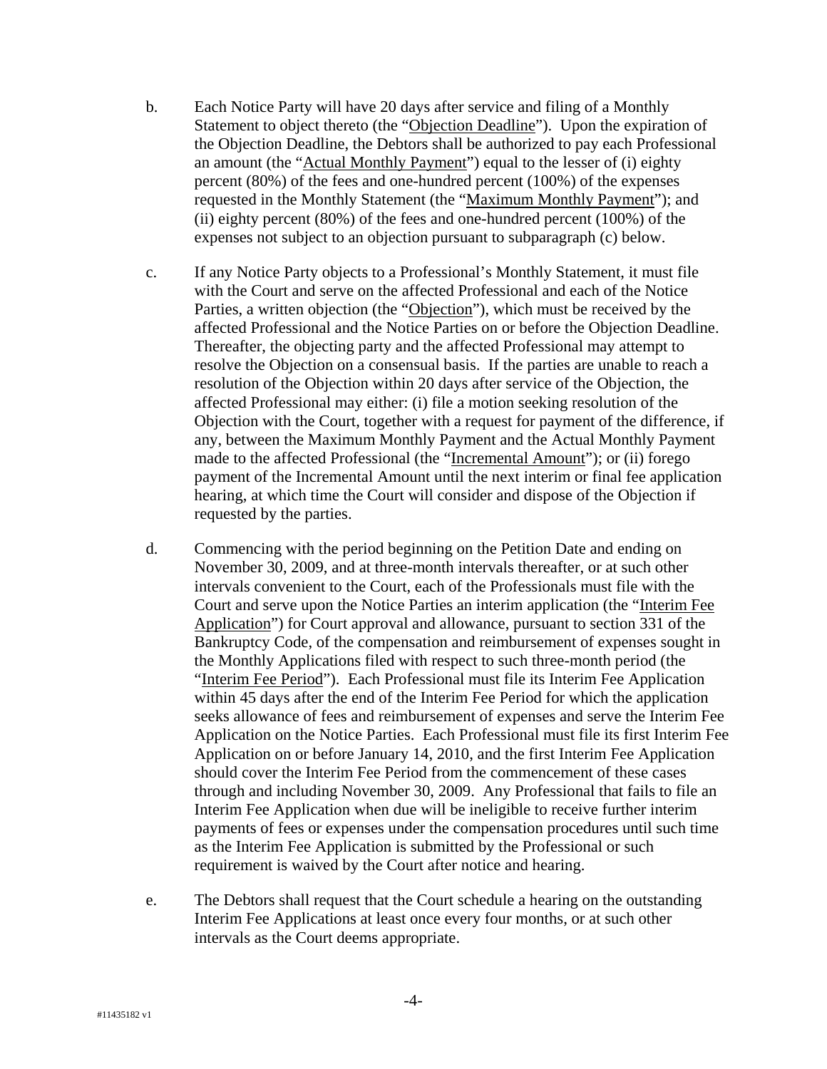b. Each Notice Party will have 20 days after service and filing of a Monthly Statement to object thereto (the "Objection Deadline"). Upon the expiration of the Objection Deadline, the Debtors shall be authorized to pay each Professional an amount (the "Actual Monthly Payment") equal to the lesser of (i) eighty percent (80%) of the fees and one-hundred percent (100%) of the expenses requested in the Monthly Statement (the "Maximum Monthly Payment"); and (ii) eighty percent (80%) of the fees and one-hundred percent (100%) of the expenses not subject to an objection pursuant to subparagraph (c) below.

c. If any Notice Party objects to a Professional's Monthly Statement, it must file with the Court and serve on the affected Professional and each of the Notice Parties, a written objection (the "Objection"), which must be received by the affected Professional and the Notice Parties on or before the Objection Deadline. Thereafter, the objecting party and the affected Professional may attempt to resolve the Objection on a consensual basis. If the parties are unable to reach a resolution of the Objection within 20 days after service of the Objection, the affected Professional may either: (i) file a motion seeking resolution of the Objection with the Court, together with a request for payment of the difference, if any, between the Maximum Monthly Payment and the Actual Monthly Payment made to the affected Professional (the "Incremental Amount"); or (ii) forego payment of the Incremental Amount until the next interim or final fee application hearing, at which time the Court will consider and dispose of the Objection if requested by the parties.

d. Commencing with the period beginning on the Petition Date and ending on November 30, 2009, and at three-month intervals thereafter, or at such other intervals convenient to the Court, each of the Professionals must file with the Court and serve upon the Notice Parties an interim application (the "Interim Fee Application") for Court approval and allowance, pursuant to section 331 of the Bankruptcy Code, of the compensation and reimbursement of expenses sought in the Monthly Applications filed with respect to such three-month period (the "Interim Fee Period"). Each Professional must file its Interim Fee Application within 45 days after the end of the Interim Fee Period for which the application seeks allowance of fees and reimbursement of expenses and serve the Interim Fee Application on the Notice Parties. Each Professional must file its first Interim Fee Application on or before January 14, 2010, and the first Interim Fee Application should cover the Interim Fee Period from the commencement of these cases through and including November 30, 2009. Any Professional that fails to file an Interim Fee Application when due will be ineligible to receive further interim payments of fees or expenses under the compensation procedures until such time as the Interim Fee Application is submitted by the Professional or such requirement is waived by the Court after notice and hearing.

e. The Debtors shall request that the Court schedule a hearing on the outstanding Interim Fee Applications at least once every four months, or at such other intervals as the Court deems appropriate.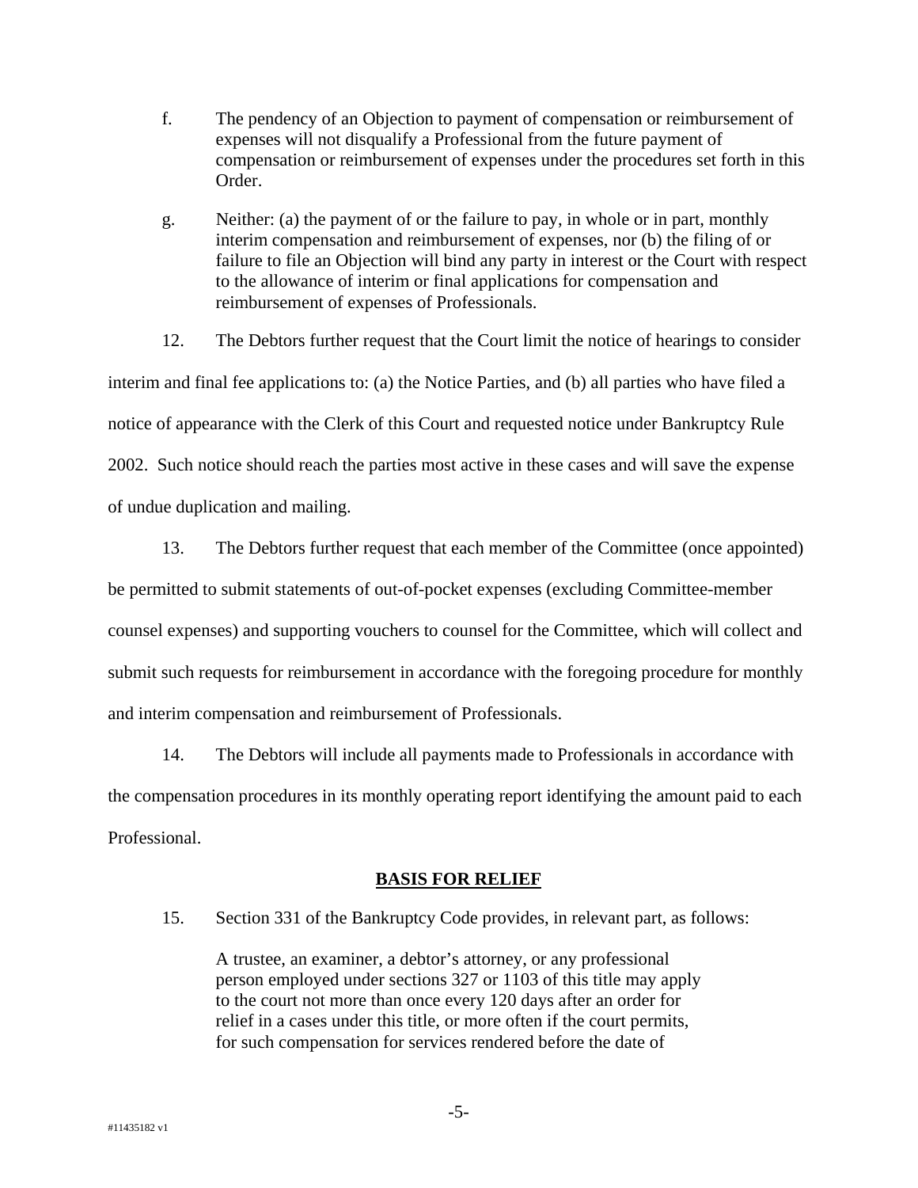f. The pendency of an Objection to payment of compensation or reimbursement of expenses will not disqualify a Professional from the future payment of compensation or reimbursement of expenses under the procedures set forth in this Order.

g. Neither: (a) the payment of or the failure to pay, in whole or in part, monthly interim compensation and reimbursement of expenses, nor (b) the filing of or failure to file an Objection will bind any party in interest or the Court with respect to the allowance of interim or final applications for compensation and reimbursement of expenses of Professionals.

12. The Debtors further request that the Court limit the notice of hearings to consider interim and final fee applications to: (a) the Notice Parties, and (b) all parties who have filed a notice of appearance with the Clerk of this Court and requested notice under Bankruptcy Rule 2002. Such notice should reach the parties most active in these cases and will save the expense of undue duplication and mailing.

13. The Debtors further request that each member of the Committee (once appointed) be permitted to submit statements of out-of-pocket expenses (excluding Committee-member counsel expenses) and supporting vouchers to counsel for the Committee, which will collect and submit such requests for reimbursement in accordance with the foregoing procedure for monthly and interim compensation and reimbursement of Professionals.

14. The Debtors will include all payments made to Professionals in accordance with the compensation procedures in its monthly operating report identifying the amount paid to each Professional.

## BASIS FOR RELIEF

15. Section 331 of the Bankruptcy Code provides, in relevant part, as follows:

> A trustee, an examiner, a debtor's attorney, or any professional person employed under sections 327 or 1103 of this title may apply to the court not more than once every 120 days after an order for relief in a cases under this title, or more often if the court permits, for such compensation for services rendered before the date of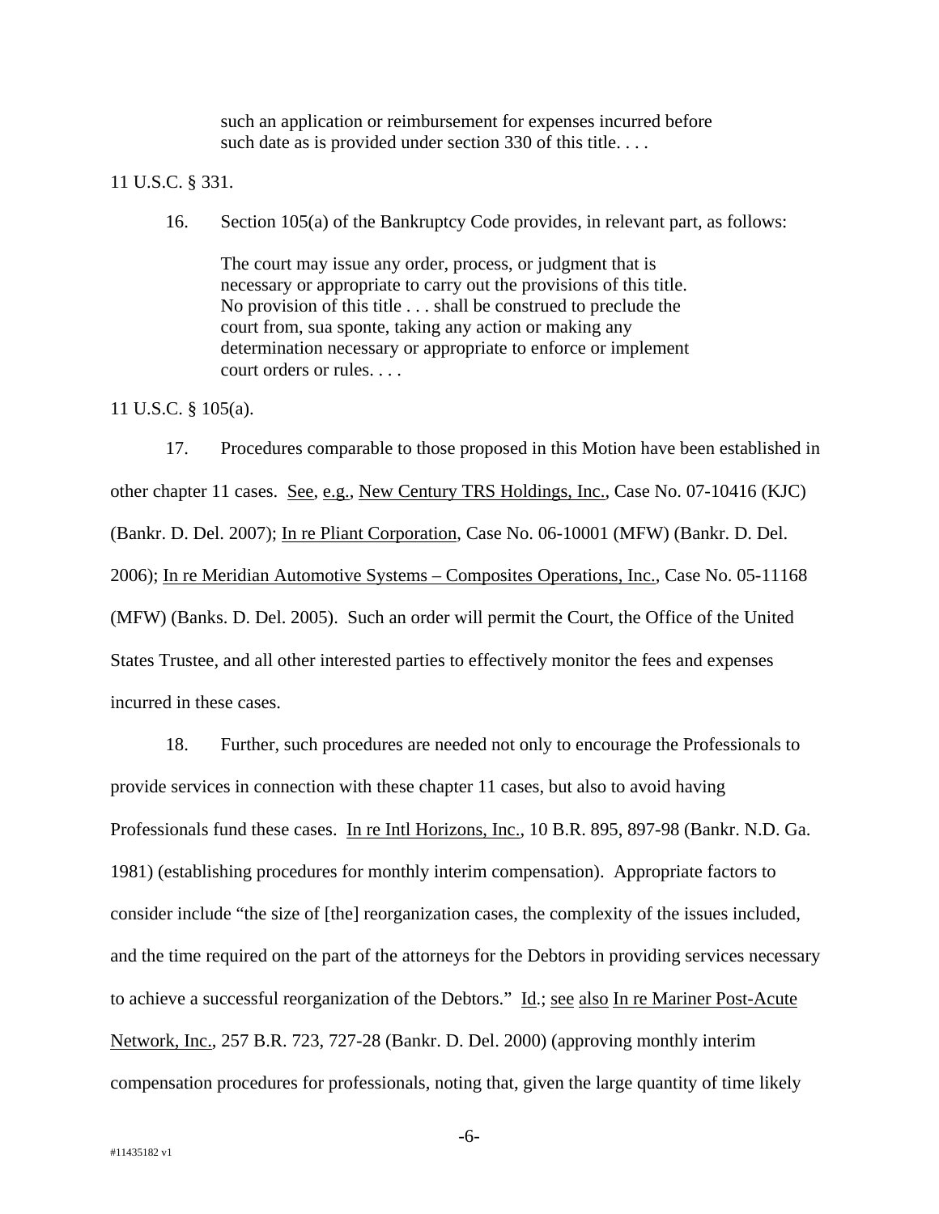> such an application or reimbursement for expenses incurred before such date as is provided under section 330 of this title. . . .

11 U.S.C. § 331.

16. Section 105(a) of the Bankruptcy Code provides, in relevant part, as follows:

> The court may issue any order, process, or judgment that is necessary or appropriate to carry out the provisions of this title. No provision of this title . . . shall be construed to preclude the court from, sua sponte, taking any action or making any determination necessary or appropriate to enforce or implement court orders or rules. . . .

11 U.S.C. § 105(a).

17. Procedures comparable to those proposed in this Motion have been established in other chapter 11 cases. See, e.g., New Century TRS Holdings, Inc., Case No. 07-10416 (KJC) (Bankr. D. Del. 2007); In re Pliant Corporation, Case No. 06-10001 (MFW) (Bankr. D. Del. 2006); In re Meridian Automotive Systems – Composites Operations, Inc., Case No. 05-11168 (MFW) (Banks. D. Del. 2005). Such an order will permit the Court, the Office of the United States Trustee, and all other interested parties to effectively monitor the fees and expenses incurred in these cases.

18. Further, such procedures are needed not only to encourage the Professionals to provide services in connection with these chapter 11 cases, but also to avoid having Professionals fund these cases. In re Intl Horizons, Inc., 10 B.R. 895, 897-98 (Bankr. N.D. Ga. 1981) (establishing procedures for monthly interim compensation). Appropriate factors to consider include "the size of [the] reorganization cases, the complexity of the issues included, and the time required on the part of the attorneys for the Debtors in providing services necessary to achieve a successful reorganization of the Debtors." Id.; see also In re Mariner Post-Acute Network, Inc., 257 B.R. 723, 727-28 (Bankr. D. Del. 2000) (approving monthly interim compensation procedures for professionals, noting that, given the large quantity of time likely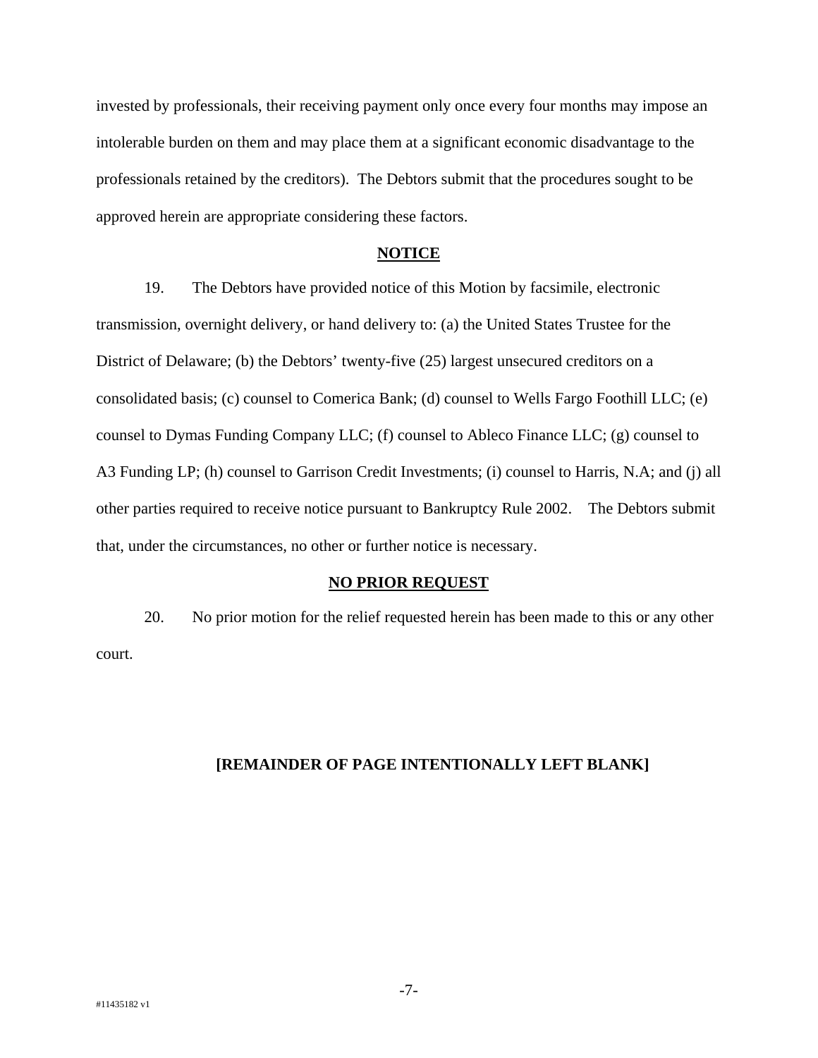invested by professionals, their receiving payment only once every four months may impose an intolerable burden on them and may place them at a significant economic disadvantage to the professionals retained by the creditors). The Debtors submit that the procedures sought to be approved herein are appropriate considering these factors.

## NOTICE

19. The Debtors have provided notice of this Motion by facsimile, electronic transmission, overnight delivery, or hand delivery to: (a) the United States Trustee for the District of Delaware; (b) the Debtors' twenty-five (25) largest unsecured creditors on a consolidated basis; (c) counsel to Comerica Bank; (d) counsel to Wells Fargo Foothill LLC; (e) counsel to Dymas Funding Company LLC; (f) counsel to Ableco Finance LLC; (g) counsel to A3 Funding LP; (h) counsel to Garrison Credit Investments; (i) counsel to Harris, N.A; and (j) all other parties required to receive notice pursuant to Bankruptcy Rule 2002. The Debtors submit that, under the circumstances, no other or further notice is necessary.

## NO PRIOR REQUEST

20. No prior motion for the relief requested herein has been made to this or any other court.

**[REMAINDER OF PAGE INTENTIONALLY LEFT BLANK]**

#11435182 v1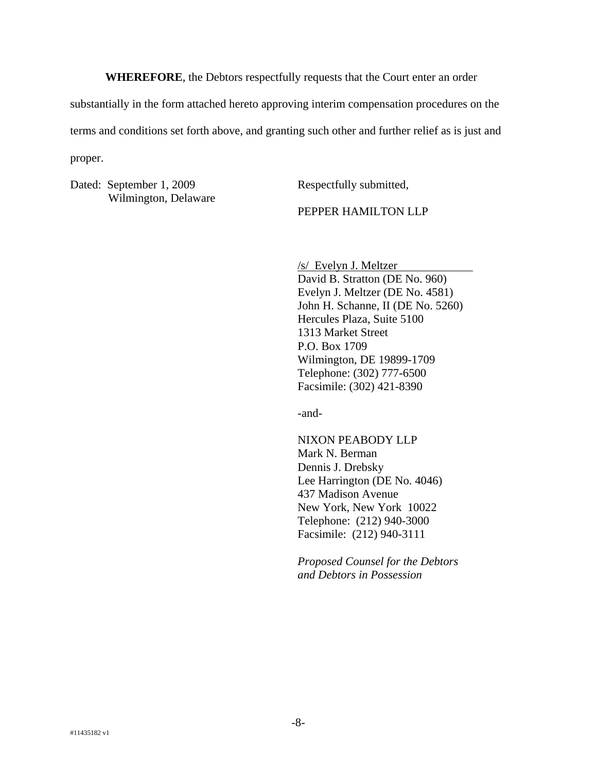**WHEREFORE**, the Debtors respectfully requests that the Court enter an order substantially in the form attached hereto approving interim compensation procedures on the terms and conditions set forth above, and granting such other and further relief as is just and proper.

Dated: September 1, 2009
Wilmington, Delaware

Respectfully submitted,

PEPPER HAMILTON LLP

/s/ Evelyn J. Meltzer
David B. Stratton (DE No. 960)
Evelyn J. Meltzer (DE No. 4581)
John H. Schanne, II (DE No. 5260)
Hercules Plaza, Suite 5100
1313 Market Street
P.O. Box 1709
Wilmington, DE 19899-1709
Telephone: (302) 777-6500
Facsimile: (302) 421-8390

-and-

NIXON PEABODY LLP
Mark N. Berman
Dennis J. Drebsky
Lee Harrington (DE No. 4046)
437 Madison Avenue
New York, New York 10022
Telephone: (212) 940-3000
Facsimile: (212) 940-3111

*Proposed Counsel for the Debtors and Debtors in Possession*

#11435182 v1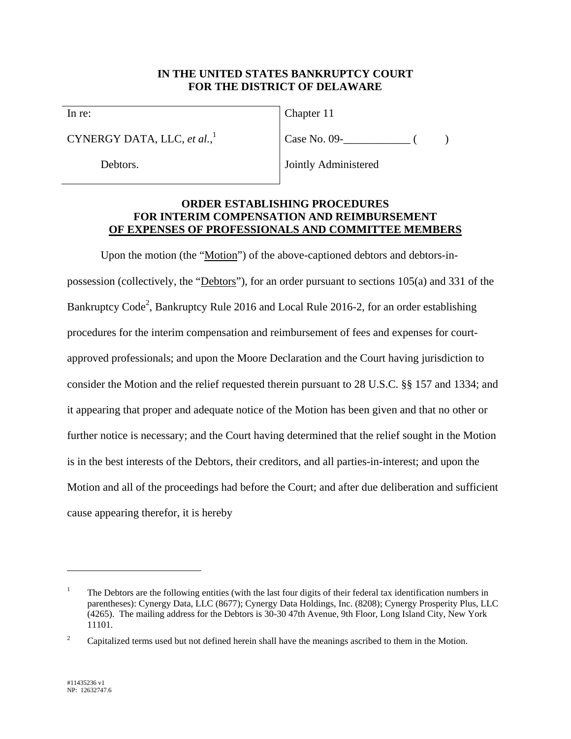**IN THE UNITED STATES BANKRUPTCY COURT**
**FOR THE DISTRICT OF DELAWARE**

| In re: | Chapter 11 |
|---|---|
| CYNERGY DATA, LLC, *et al.*,[1] | Case No. 09-____________ (        ) |
| Debtors. | Jointly Administered |

**ORDER ESTABLISHING PROCEDURES**
**FOR INTERIM COMPENSATION AND REIMBURSEMENT**
**OF EXPENSES OF PROFESSIONALS AND COMMITTEE MEMBERS**

Upon the motion (the "Motion") of the above-captioned debtors and debtors-in-possession (collectively, the "Debtors"), for an order pursuant to sections 105(a) and 331 of the Bankruptcy Code[2], Bankruptcy Rule 2016 and Local Rule 2016-2, for an order establishing procedures for the interim compensation and reimbursement of fees and expenses for court-approved professionals; and upon the Moore Declaration and the Court having jurisdiction to consider the Motion and the relief requested therein pursuant to 28 U.S.C. §§ 157 and 1334; and it appearing that proper and adequate notice of the Motion has been given and that no other or further notice is necessary; and the Court having determined that the relief sought in the Motion is in the best interests of the Debtors, their creditors, and all parties-in-interest; and upon the Motion and all of the proceedings had before the Court; and after due deliberation and sufficient cause appearing therefor, it is hereby

---

[1] The Debtors are the following entities (with the last four digits of their federal tax identification numbers in parentheses): Cynergy Data, LLC (8677); Cynergy Data Holdings, Inc. (8208); Cynergy Prosperity Plus, LLC (4265). The mailing address for the Debtors is 30-30 47th Avenue, 9th Floor, Long Island City, New York 11101.

[2] Capitalized terms used but not defined herein shall have the meanings ascribed to them in the Motion.

#11435236 v1
NP: 12632747.6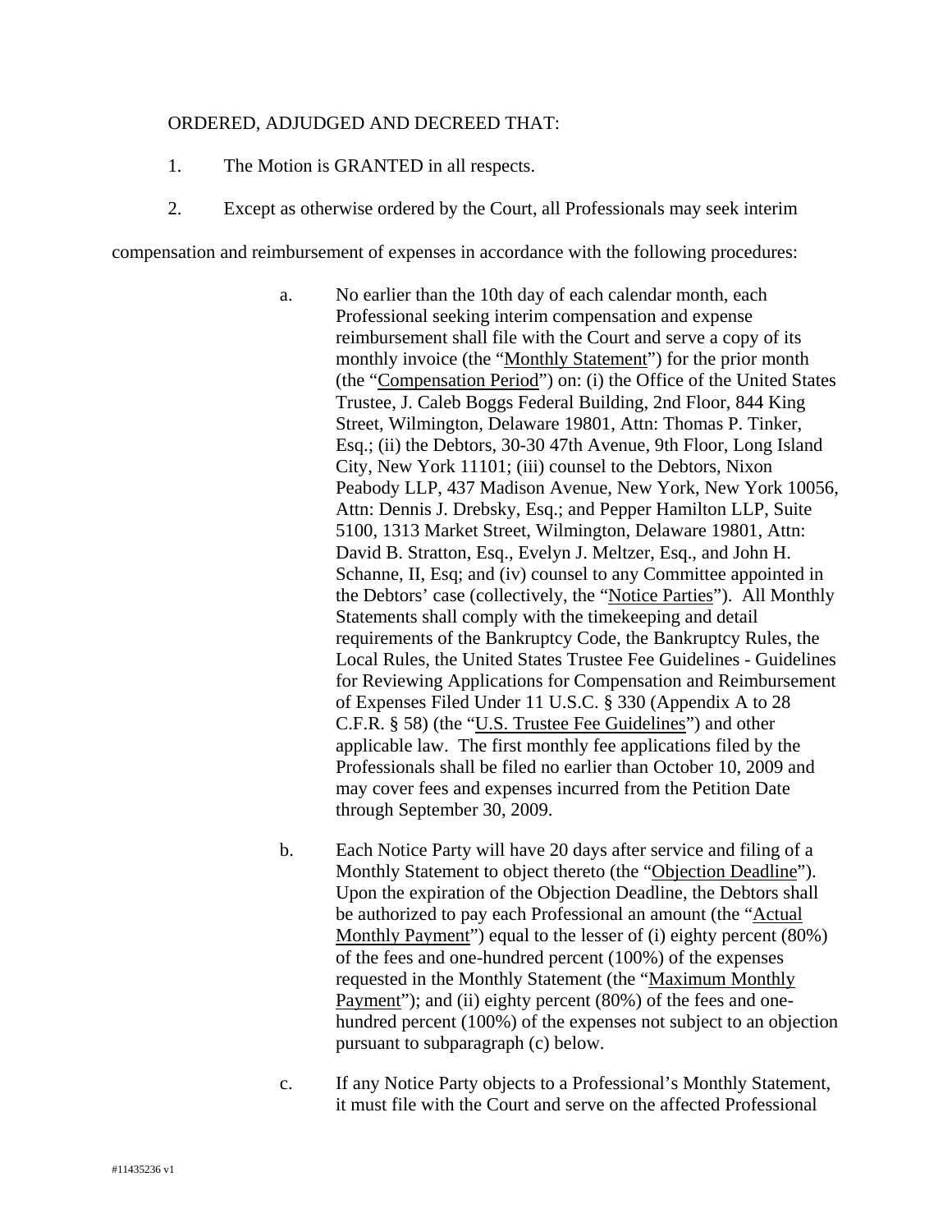ORDERED, ADJUDGED AND DECREED THAT:

1. The Motion is GRANTED in all respects.

2. Except as otherwise ordered by the Court, all Professionals may seek interim compensation and reimbursement of expenses in accordance with the following procedures:

   a. No earlier than the 10th day of each calendar month, each Professional seeking interim compensation and expense reimbursement shall file with the Court and serve a copy of its monthly invoice (the "Monthly Statement") for the prior month (the "Compensation Period") on: (i) the Office of the United States Trustee, J. Caleb Boggs Federal Building, 2nd Floor, 844 King Street, Wilmington, Delaware 19801, Attn: Thomas P. Tinker, Esq.; (ii) the Debtors, 30-30 47th Avenue, 9th Floor, Long Island City, New York 11101; (iii) counsel to the Debtors, Nixon Peabody LLP, 437 Madison Avenue, New York, New York 10056, Attn: Dennis J. Drebsky, Esq.; and Pepper Hamilton LLP, Suite 5100, 1313 Market Street, Wilmington, Delaware 19801, Attn: David B. Stratton, Esq., Evelyn J. Meltzer, Esq., and John H. Schanne, II, Esq; and (iv) counsel to any Committee appointed in the Debtors' case (collectively, the "Notice Parties"). All Monthly Statements shall comply with the timekeeping and detail requirements of the Bankruptcy Code, the Bankruptcy Rules, the Local Rules, the United States Trustee Fee Guidelines - Guidelines for Reviewing Applications for Compensation and Reimbursement of Expenses Filed Under 11 U.S.C. § 330 (Appendix A to 28 C.F.R. § 58) (the "U.S. Trustee Fee Guidelines") and other applicable law. The first monthly fee applications filed by the Professionals shall be filed no earlier than October 10, 2009 and may cover fees and expenses incurred from the Petition Date through September 30, 2009.

   b. Each Notice Party will have 20 days after service and filing of a Monthly Statement to object thereto (the "Objection Deadline"). Upon the expiration of the Objection Deadline, the Debtors shall be authorized to pay each Professional an amount (the "Actual Monthly Payment") equal to the lesser of (i) eighty percent (80%) of the fees and one-hundred percent (100%) of the expenses requested in the Monthly Statement (the "Maximum Monthly Payment"); and (ii) eighty percent (80%) of the fees and one-hundred percent (100%) of the expenses not subject to an objection pursuant to subparagraph (c) below.

   c. If any Notice Party objects to a Professional's Monthly Statement, it must file with the Court and serve on the affected Professional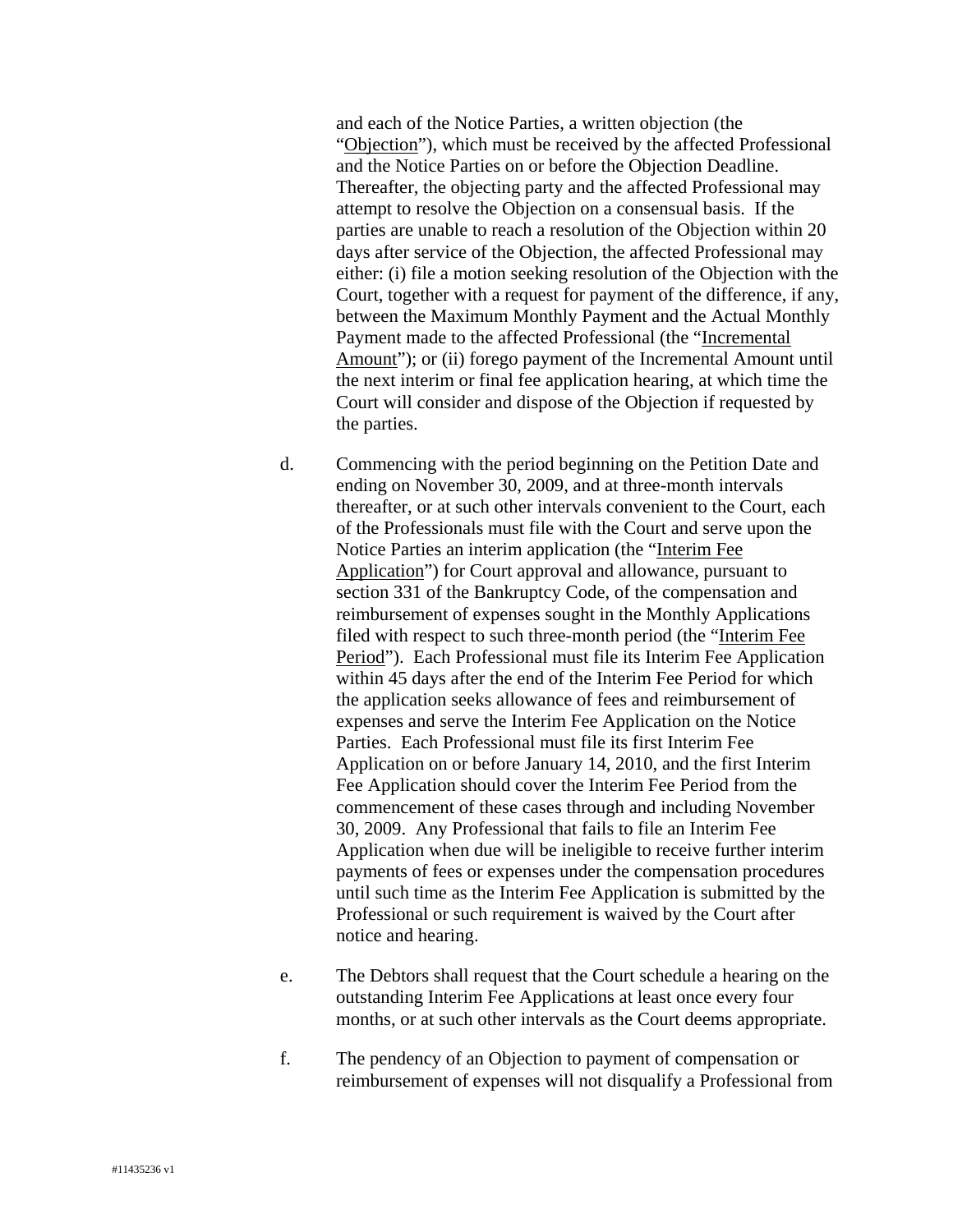and each of the Notice Parties, a written objection (the "Objection"), which must be received by the affected Professional and the Notice Parties on or before the Objection Deadline. Thereafter, the objecting party and the affected Professional may attempt to resolve the Objection on a consensual basis. If the parties are unable to reach a resolution of the Objection within 20 days after service of the Objection, the affected Professional may either: (i) file a motion seeking resolution of the Objection with the Court, together with a request for payment of the difference, if any, between the Maximum Monthly Payment and the Actual Monthly Payment made to the affected Professional (the "Incremental Amount"); or (ii) forego payment of the Incremental Amount until the next interim or final fee application hearing, at which time the Court will consider and dispose of the Objection if requested by the parties.

d. Commencing with the period beginning on the Petition Date and ending on November 30, 2009, and at three-month intervals thereafter, or at such other intervals convenient to the Court, each of the Professionals must file with the Court and serve upon the Notice Parties an interim application (the "Interim Fee Application") for Court approval and allowance, pursuant to section 331 of the Bankruptcy Code, of the compensation and reimbursement of expenses sought in the Monthly Applications filed with respect to such three-month period (the "Interim Fee Period"). Each Professional must file its Interim Fee Application within 45 days after the end of the Interim Fee Period for which the application seeks allowance of fees and reimbursement of expenses and serve the Interim Fee Application on the Notice Parties. Each Professional must file its first Interim Fee Application on or before January 14, 2010, and the first Interim Fee Application should cover the Interim Fee Period from the commencement of these cases through and including November 30, 2009. Any Professional that fails to file an Interim Fee Application when due will be ineligible to receive further interim payments of fees or expenses under the compensation procedures until such time as the Interim Fee Application is submitted by the Professional or such requirement is waived by the Court after notice and hearing.

e. The Debtors shall request that the Court schedule a hearing on the outstanding Interim Fee Applications at least once every four months, or at such other intervals as the Court deems appropriate.

f. The pendency of an Objection to payment of compensation or reimbursement of expenses will not disqualify a Professional from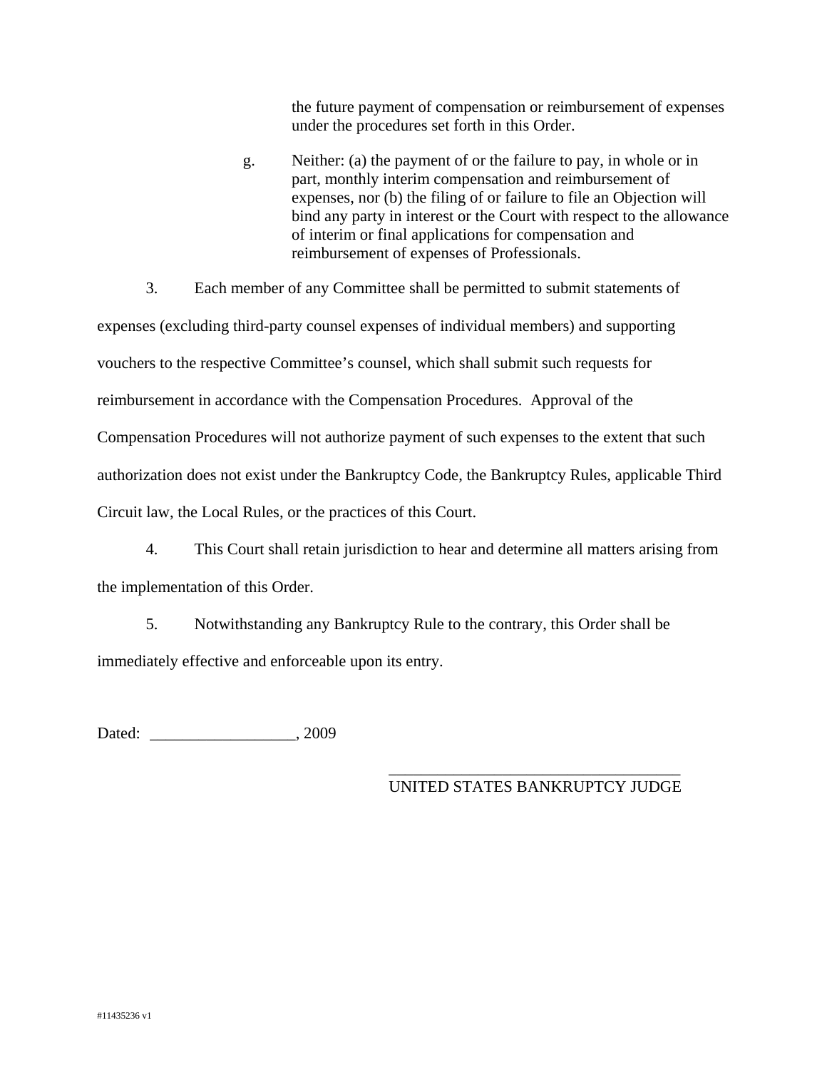the future payment of compensation or reimbursement of expenses under the procedures set forth in this Order.

g. Neither: (a) the payment of or the failure to pay, in whole or in part, monthly interim compensation and reimbursement of expenses, nor (b) the filing of or failure to file an Objection will bind any party in interest or the Court with respect to the allowance of interim or final applications for compensation and reimbursement of expenses of Professionals.

3. Each member of any Committee shall be permitted to submit statements of expenses (excluding third-party counsel expenses of individual members) and supporting vouchers to the respective Committee's counsel, which shall submit such requests for reimbursement in accordance with the Compensation Procedures. Approval of the Compensation Procedures will not authorize payment of such expenses to the extent that such authorization does not exist under the Bankruptcy Code, the Bankruptcy Rules, applicable Third Circuit law, the Local Rules, or the practices of this Court.

4. This Court shall retain jurisdiction to hear and determine all matters arising from the implementation of this Order.

5. Notwithstanding any Bankruptcy Rule to the contrary, this Order shall be immediately effective and enforceable upon its entry.

Dated: __________________, 2009

____________________________________
UNITED STATES BANKRUPTCY JUDGE

#11435236 v1